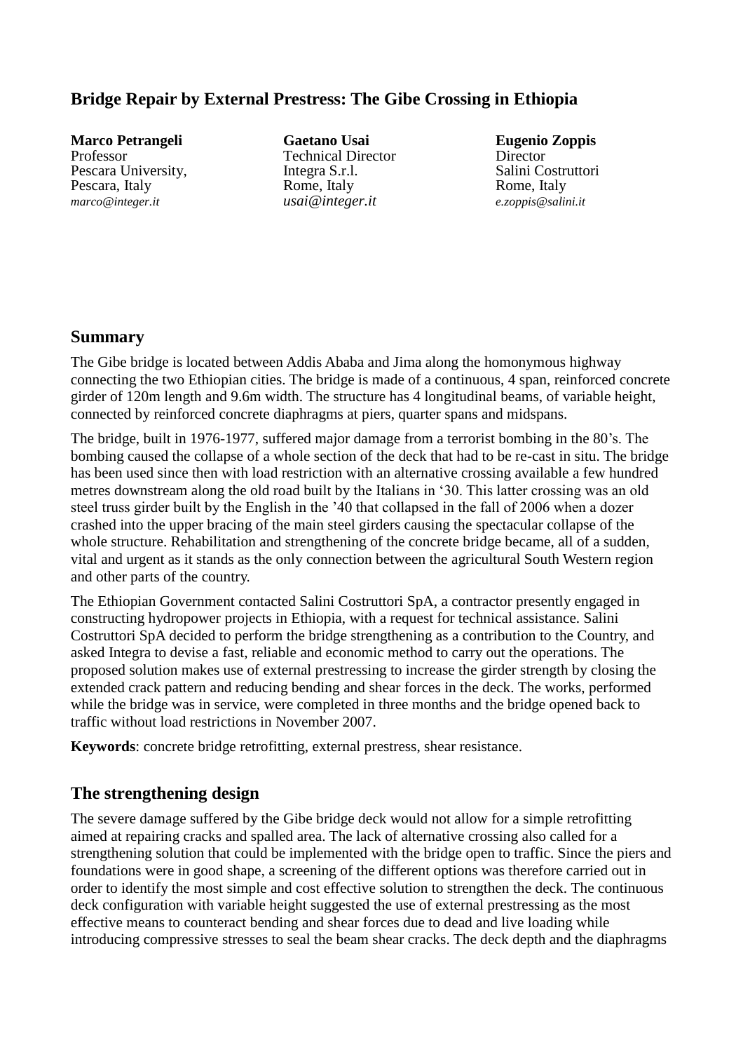# Bridge Repair by External Prestress: The Gibe Crossing in Ethiopia

**Marco Petrangeli**
Professor
Pescara University,
Pescara, Italy
*marco@integer.it*

**Gaetano Usai**
Technical Director
Integra S.r.l.
Rome, Italy
*usai@integer.it*

**Eugenio Zoppis**
Director
Salini Costruttori
Rome, Italy
*e.zoppis@salini.it*

## Summary

The Gibe bridge is located between Addis Ababa and Jima along the homonymous highway connecting the two Ethiopian cities. The bridge is made of a continuous, 4 span, reinforced concrete girder of 120m length and 9.6m width. The structure has 4 longitudinal beams, of variable height, connected by reinforced concrete diaphragms at piers, quarter spans and midspans.

The bridge, built in 1976-1977, suffered major damage from a terrorist bombing in the 80's. The bombing caused the collapse of a whole section of the deck that had to be re-cast in situ. The bridge has been used since then with load restriction with an alternative crossing available a few hundred metres downstream along the old road built by the Italians in '30. This latter crossing was an old steel truss girder built by the English in the '40 that collapsed in the fall of 2006 when a dozer crashed into the upper bracing of the main steel girders causing the spectacular collapse of the whole structure. Rehabilitation and strengthening of the concrete bridge became, all of a sudden, vital and urgent as it stands as the only connection between the agricultural South Western region and other parts of the country.

The Ethiopian Government contacted Salini Costruttori SpA, a contractor presently engaged in constructing hydropower projects in Ethiopia, with a request for technical assistance. Salini Costruttori SpA decided to perform the bridge strengthening as a contribution to the Country, and asked Integra to devise a fast, reliable and economic method to carry out the operations. The proposed solution makes use of external prestressing to increase the girder strength by closing the extended crack pattern and reducing bending and shear forces in the deck. The works, performed while the bridge was in service, were completed in three months and the bridge opened back to traffic without load restrictions in November 2007.

**Keywords**: concrete bridge retrofitting, external prestress, shear resistance.

## The strengthening design

The severe damage suffered by the Gibe bridge deck would not allow for a simple retrofitting aimed at repairing cracks and spalled area. The lack of alternative crossing also called for a strengthening solution that could be implemented with the bridge open to traffic. Since the piers and foundations were in good shape, a screening of the different options was therefore carried out in order to identify the most simple and cost effective solution to strengthen the deck. The continuous deck configuration with variable height suggested the use of external prestressing as the most effective means to counteract bending and shear forces due to dead and live loading while introducing compressive stresses to seal the beam shear cracks. The deck depth and the diaphragms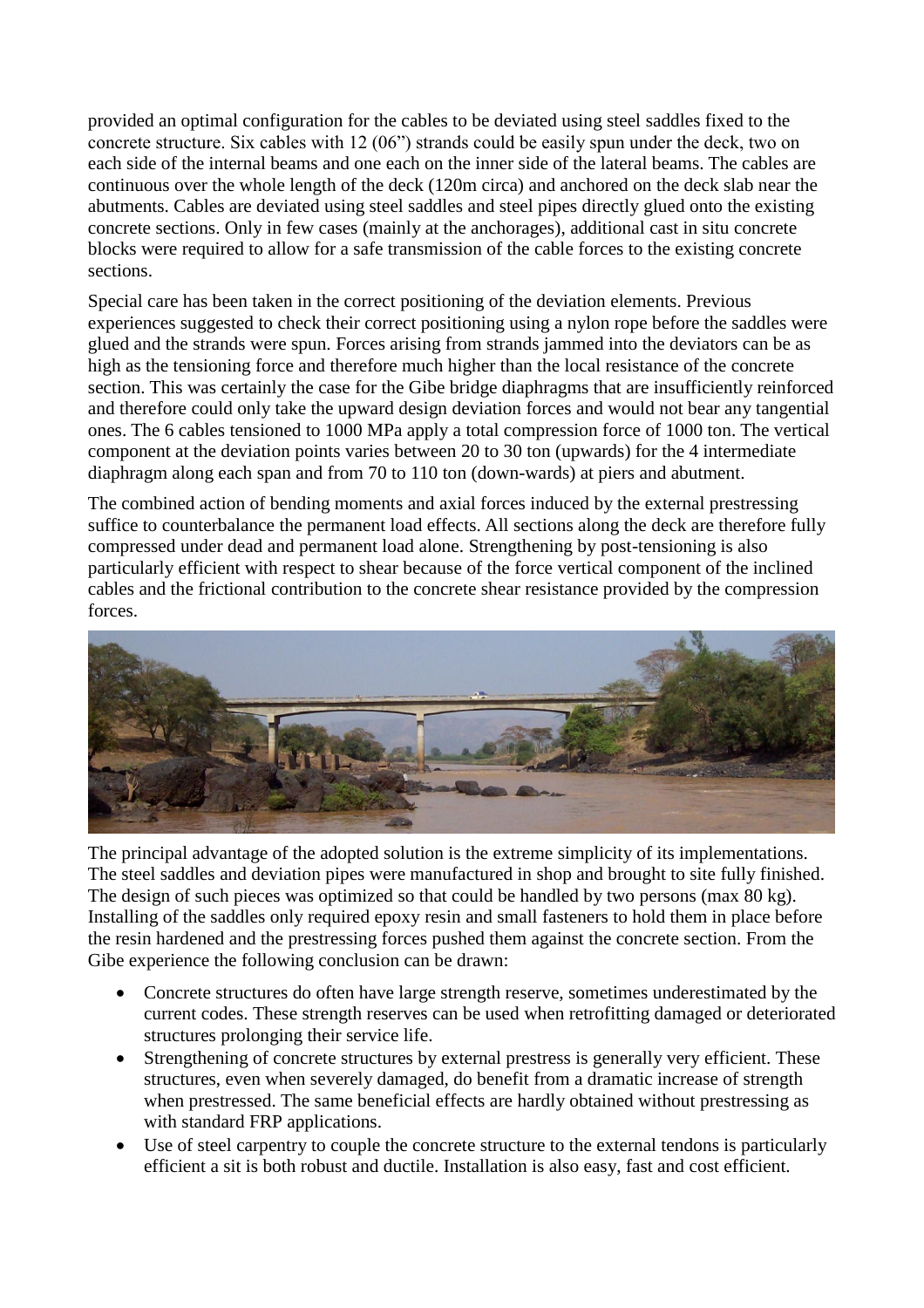provided an optimal configuration for the cables to be deviated using steel saddles fixed to the concrete structure. Six cables with 12 (06") strands could be easily spun under the deck, two on each side of the internal beams and one each on the inner side of the lateral beams. The cables are continuous over the whole length of the deck (120m circa) and anchored on the deck slab near the abutments. Cables are deviated using steel saddles and steel pipes directly glued onto the existing concrete sections. Only in few cases (mainly at the anchorages), additional cast in situ concrete blocks were required to allow for a safe transmission of the cable forces to the existing concrete sections.

Special care has been taken in the correct positioning of the deviation elements. Previous experiences suggested to check their correct positioning using a nylon rope before the saddles were glued and the strands were spun. Forces arising from strands jammed into the deviators can be as high as the tensioning force and therefore much higher than the local resistance of the concrete section. This was certainly the case for the Gibe bridge diaphragms that are insufficiently reinforced and therefore could only take the upward design deviation forces and would not bear any tangential ones. The 6 cables tensioned to 1000 MPa apply a total compression force of 1000 ton. The vertical component at the deviation points varies between 20 to 30 ton (upwards) for the 4 intermediate diaphragm along each span and from 70 to 110 ton (down-wards) at piers and abutment.

The combined action of bending moments and axial forces induced by the external prestressing suffice to counterbalance the permanent load effects. All sections along the deck are therefore fully compressed under dead and permanent load alone. Strengthening by post-tensioning is also particularly efficient with respect to shear because of the force vertical component of the inclined cables and the frictional contribution to the concrete shear resistance provided by the compression forces.

The principal advantage of the adopted solution is the extreme simplicity of its implementations. The steel saddles and deviation pipes were manufactured in shop and brought to site fully finished. The design of such pieces was optimized so that could be handled by two persons (max 80 kg). Installing of the saddles only required epoxy resin and small fasteners to hold them in place before the resin hardened and the prestressing forces pushed them against the concrete section. From the Gibe experience the following conclusion can be drawn:

- Concrete structures do often have large strength reserve, sometimes underestimated by the current codes. These strength reserves can be used when retrofitting damaged or deteriorated structures prolonging their service life.
- Strengthening of concrete structures by external prestress is generally very efficient. These structures, even when severely damaged, do benefit from a dramatic increase of strength when prestressed. The same beneficial effects are hardly obtained without prestressing as with standard FRP applications.
- Use of steel carpentry to couple the concrete structure to the external tendons is particularly efficient a sit is both robust and ductile. Installation is also easy, fast and cost efficient.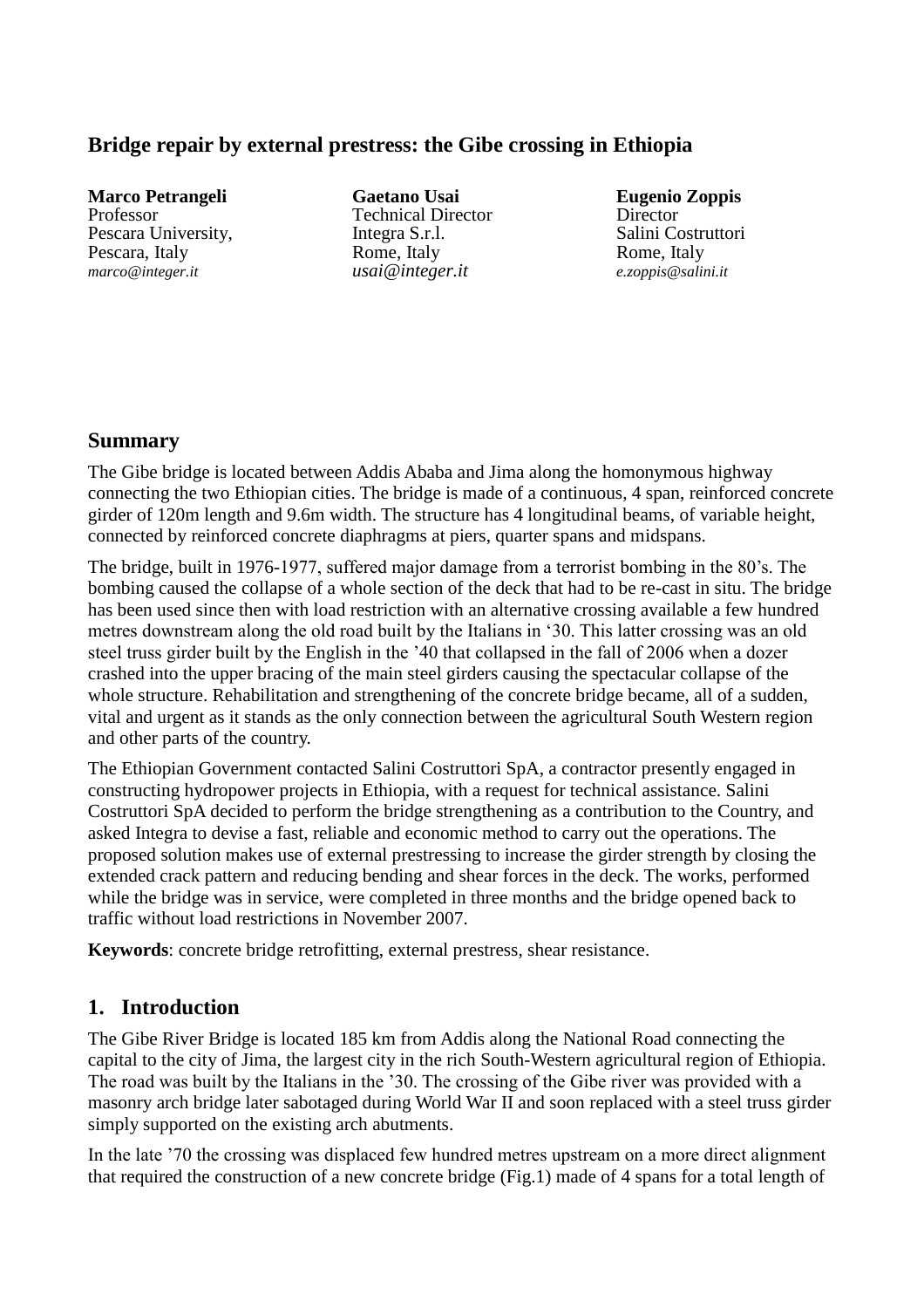# Bridge repair by external prestress: the Gibe crossing in Ethiopia

**Marco Petrangeli**
Professor
Pescara University,
Pescara, Italy
*marco@integer.it*

**Gaetano Usai**
Technical Director
Integra S.r.l.
Rome, Italy
*usai@integer.it*

**Eugenio Zoppis**
Director
Salini Costruttori
Rome, Italy
*e.zoppis@salini.it*

## Summary

The Gibe bridge is located between Addis Ababa and Jima along the homonymous highway connecting the two Ethiopian cities. The bridge is made of a continuous, 4 span, reinforced concrete girder of 120m length and 9.6m width. The structure has 4 longitudinal beams, of variable height, connected by reinforced concrete diaphragms at piers, quarter spans and midspans.

The bridge, built in 1976-1977, suffered major damage from a terrorist bombing in the 80's. The bombing caused the collapse of a whole section of the deck that had to be re-cast in situ. The bridge has been used since then with load restriction with an alternative crossing available a few hundred metres downstream along the old road built by the Italians in '30. This latter crossing was an old steel truss girder built by the English in the '40 that collapsed in the fall of 2006 when a dozer crashed into the upper bracing of the main steel girders causing the spectacular collapse of the whole structure. Rehabilitation and strengthening of the concrete bridge became, all of a sudden, vital and urgent as it stands as the only connection between the agricultural South Western region and other parts of the country.

The Ethiopian Government contacted Salini Costruttori SpA, a contractor presently engaged in constructing hydropower projects in Ethiopia, with a request for technical assistance. Salini Costruttori SpA decided to perform the bridge strengthening as a contribution to the Country, and asked Integra to devise a fast, reliable and economic method to carry out the operations. The proposed solution makes use of external prestressing to increase the girder strength by closing the extended crack pattern and reducing bending and shear forces in the deck. The works, performed while the bridge was in service, were completed in three months and the bridge opened back to traffic without load restrictions in November 2007.

**Keywords**: concrete bridge retrofitting, external prestress, shear resistance.

## 1. Introduction

The Gibe River Bridge is located 185 km from Addis along the National Road connecting the capital to the city of Jima, the largest city in the rich South-Western agricultural region of Ethiopia. The road was built by the Italians in the '30. The crossing of the Gibe river was provided with a masonry arch bridge later sabotaged during World War II and soon replaced with a steel truss girder simply supported on the existing arch abutments.

In the late '70 the crossing was displaced few hundred metres upstream on a more direct alignment that required the construction of a new concrete bridge (Fig.1) made of 4 spans for a total length of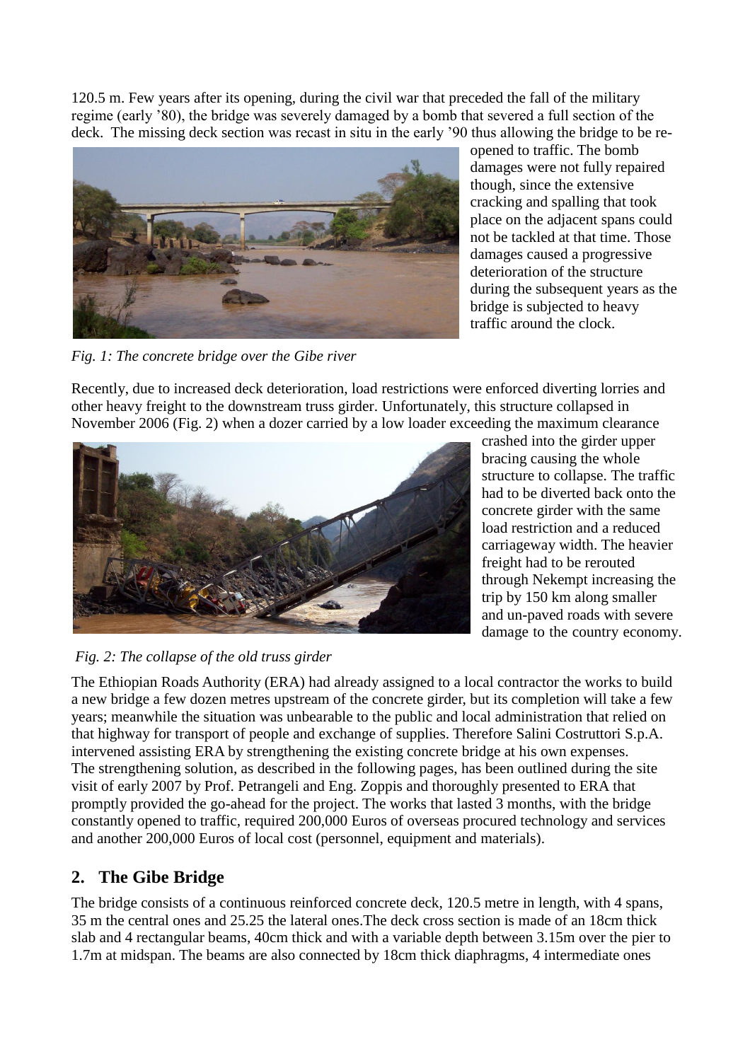120.5 m. Few years after its opening, during the civil war that preceded the fall of the military regime (early '80), the bridge was severely damaged by a bomb that severed a full section of the deck. The missing deck section was recast in situ in the early '90 thus allowing the bridge to be re-opened to traffic. The bomb damages were not fully repaired though, since the extensive cracking and spalling that took place on the adjacent spans could not be tackled at that time. Those damages caused a progressive deterioration of the structure during the subsequent years as the bridge is subjected to heavy traffic around the clock.

*Fig. 1: The concrete bridge over the Gibe river*

Recently, due to increased deck deterioration, load restrictions were enforced diverting lorries and other heavy freight to the downstream truss girder. Unfortunately, this structure collapsed in November 2006 (Fig. 2) when a dozer carried by a low loader exceeding the maximum clearance crashed into the girder upper bracing causing the whole structure to collapse. The traffic had to be diverted back onto the concrete girder with the same load restriction and a reduced carriageway width. The heavier freight had to be rerouted through Nekempt increasing the trip by 150 km along smaller and un-paved roads with severe damage to the country economy.

*Fig. 2: The collapse of the old truss girder*

The Ethiopian Roads Authority (ERA) had already assigned to a local contractor the works to build a new bridge a few dozen metres upstream of the concrete girder, but its completion will take a few years; meanwhile the situation was unbearable to the public and local administration that relied on that highway for transport of people and exchange of supplies. Therefore Salini Costruttori S.p.A. intervened assisting ERA by strengthening the existing concrete bridge at his own expenses.
The strengthening solution, as described in the following pages, has been outlined during the site visit of early 2007 by Prof. Petrangeli and Eng. Zoppis and thoroughly presented to ERA that promptly provided the go-ahead for the project. The works that lasted 3 months, with the bridge constantly opened to traffic, required 200,000 Euros of overseas procured technology and services and another 200,000 Euros of local cost (personnel, equipment and materials).

## 2. The Gibe Bridge

The bridge consists of a continuous reinforced concrete deck, 120.5 metre in length, with 4 spans, 35 m the central ones and 25.25 the lateral ones.The deck cross section is made of an 18cm thick slab and 4 rectangular beams, 40cm thick and with a variable depth between 3.15m over the pier to 1.7m at midspan. The beams are also connected by 18cm thick diaphragms, 4 intermediate ones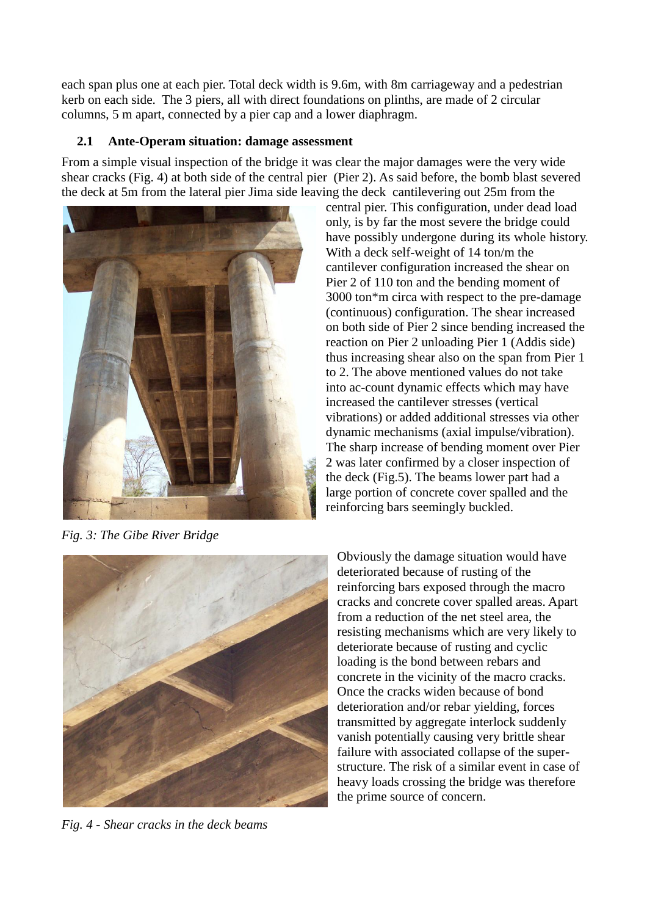each span plus one at each pier. Total deck width is 9.6m, with 8m carriageway and a pedestrian kerb on each side. The 3 piers, all with direct foundations on plinths, are made of 2 circular columns, 5 m apart, connected by a pier cap and a lower diaphragm.

### 2.1 Ante-Operam situation: damage assessment

From a simple visual inspection of the bridge it was clear the major damages were the very wide shear cracks (Fig. 4) at both side of the central pier (Pier 2). As said before, the bomb blast severed the deck at 5m from the lateral pier Jima side leaving the deck cantilevering out 25m from the central pier. This configuration, under dead load only, is by far the most severe the bridge could have possibly undergone during its whole history. With a deck self-weight of 14 ton/m the cantilever configuration increased the shear on Pier 2 of 110 ton and the bending moment of 3000 ton*m circa with respect to the pre-damage (continuous) configuration. The shear increased on both side of Pier 2 since bending increased the reaction on Pier 2 unloading Pier 1 (Addis side) thus increasing shear also on the span from Pier 1 to 2. The above mentioned values do not take into ac-count dynamic effects which may have increased the cantilever stresses (vertical vibrations) or added additional stresses via other dynamic mechanisms (axial impulse/vibration). The sharp increase of bending moment over Pier 2 was later confirmed by a closer inspection of the deck (Fig.5). The beams lower part had a large portion of concrete cover spalled and the reinforcing bars seemingly buckled.

*Fig. 3: The Gibe River Bridge*

Obviously the damage situation would have deteriorated because of rusting of the reinforcing bars exposed through the macro cracks and concrete cover spalled areas. Apart from a reduction of the net steel area, the resisting mechanisms which are very likely to deteriorate because of rusting and cyclic loading is the bond between rebars and concrete in the vicinity of the macro cracks. Once the cracks widen because of bond deterioration and/or rebar yielding, forces transmitted by aggregate interlock suddenly vanish potentially causing very brittle shear failure with associated collapse of the super-structure. The risk of a similar event in case of heavy loads crossing the bridge was therefore the prime source of concern.

*Fig. 4 - Shear cracks in the deck beams*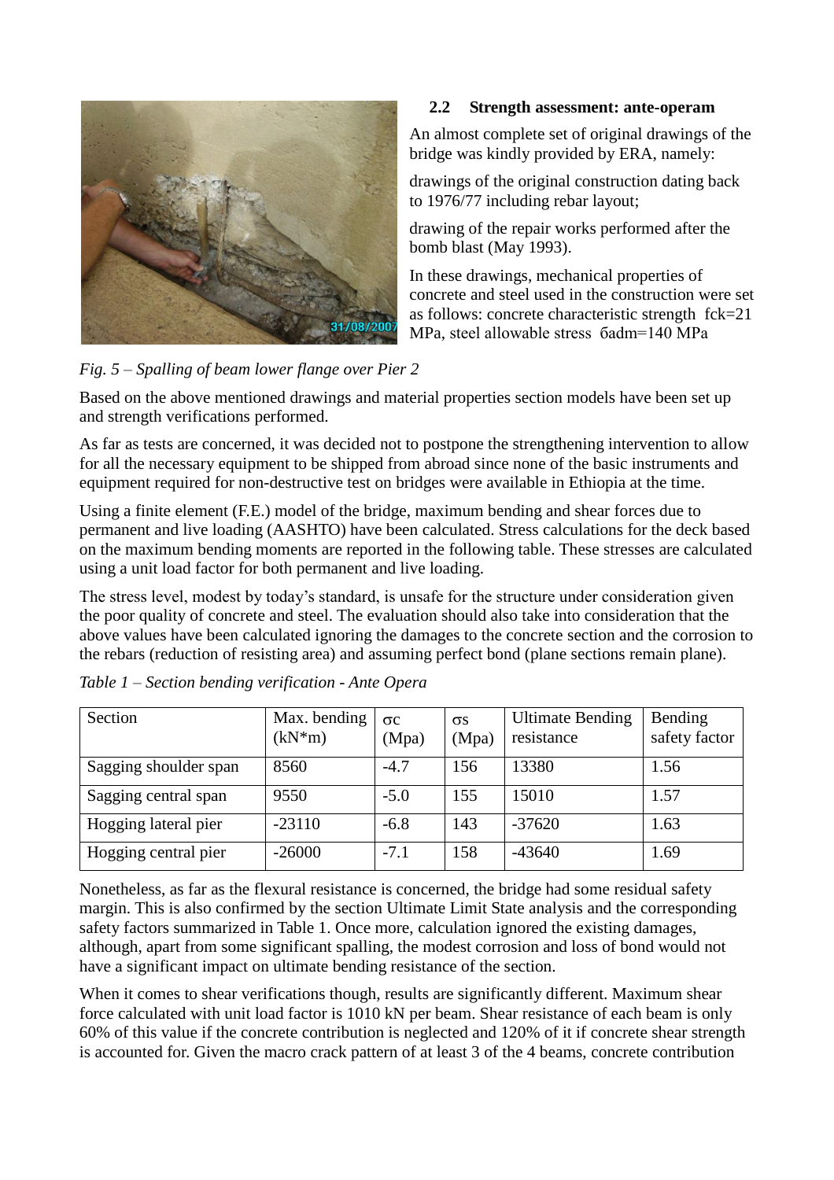## 2.2 Strength assessment: ante-operam

An almost complete set of original drawings of the bridge was kindly provided by ERA, namely:

drawings of the original construction dating back to 1976/77 including rebar layout;

drawing of the repair works performed after the bomb blast (May 1993).

In these drawings, mechanical properties of concrete and steel used in the construction were set as follows: concrete characteristic strength fck=21 MPa, steel allowable stress бadm=140 MPa

*Fig. 5 – Spalling of beam lower flange over Pier 2*

Based on the above mentioned drawings and material properties section models have been set up and strength verifications performed.

As far as tests are concerned, it was decided not to postpone the strengthening intervention to allow for all the necessary equipment to be shipped from abroad since none of the basic instruments and equipment required for non-destructive test on bridges were available in Ethiopia at the time.

Using a finite element (F.E.) model of the bridge, maximum bending and shear forces due to permanent and live loading (AASHTO) have been calculated. Stress calculations for the deck based on the maximum bending moments are reported in the following table. These stresses are calculated using a unit load factor for both permanent and live loading.

The stress level, modest by today's standard, is unsafe for the structure under consideration given the poor quality of concrete and steel. The evaluation should also take into consideration that the above values have been calculated ignoring the damages to the concrete section and the corrosion to the rebars (reduction of resisting area) and assuming perfect bond (plane sections remain plane).

*Table 1 – Section bending verification - Ante Opera*

| Section | Max. bending (kN*m) | σc (Mpa) | σs (Mpa) | Ultimate Bending resistance | Bending safety factor |
|---|---|---|---|---|---|
| Sagging shoulder span | 8560 | -4.7 | 156 | 13380 | 1.56 |
| Sagging central span | 9550 | -5.0 | 155 | 15010 | 1.57 |
| Hogging lateral pier | -23110 | -6.8 | 143 | -37620 | 1.63 |
| Hogging central pier | -26000 | -7.1 | 158 | -43640 | 1.69 |

Nonetheless, as far as the flexural resistance is concerned, the bridge had some residual safety margin. This is also confirmed by the section Ultimate Limit State analysis and the corresponding safety factors summarized in Table 1. Once more, calculation ignored the existing damages, although, apart from some significant spalling, the modest corrosion and loss of bond would not have a significant impact on ultimate bending resistance of the section.

When it comes to shear verifications though, results are significantly different. Maximum shear force calculated with unit load factor is 1010 kN per beam. Shear resistance of each beam is only 60% of this value if the concrete contribution is neglected and 120% of it if concrete shear strength is accounted for. Given the macro crack pattern of at least 3 of the 4 beams, concrete contribution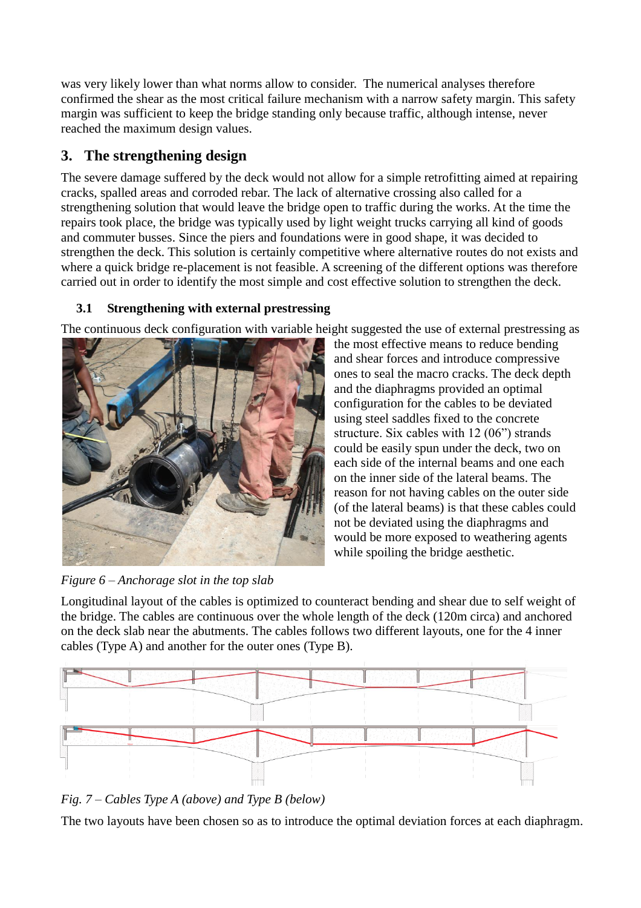was very likely lower than what norms allow to consider. The numerical analyses therefore confirmed the shear as the most critical failure mechanism with a narrow safety margin. This safety margin was sufficient to keep the bridge standing only because traffic, although intense, never reached the maximum design values.

## 3. The strengthening design

The severe damage suffered by the deck would not allow for a simple retrofitting aimed at repairing cracks, spalled areas and corroded rebar. The lack of alternative crossing also called for a strengthening solution that would leave the bridge open to traffic during the works. At the time the repairs took place, the bridge was typically used by light weight trucks carrying all kind of goods and commuter busses. Since the piers and foundations were in good shape, it was decided to strengthen the deck. This solution is certainly competitive where alternative routes do not exists and where a quick bridge re-placement is not feasible. A screening of the different options was therefore carried out in order to identify the most simple and cost effective solution to strengthen the deck.

### 3.1 Strengthening with external prestressing

The continuous deck configuration with variable height suggested the use of external prestressing as the most effective means to reduce bending and shear forces and introduce compressive ones to seal the macro cracks. The deck depth and the diaphragms provided an optimal configuration for the cables to be deviated using steel saddles fixed to the concrete structure. Six cables with 12 (06") strands could be easily spun under the deck, two on each side of the internal beams and one each on the inner side of the lateral beams. The reason for not having cables on the outer side (of the lateral beams) is that these cables could not be deviated using the diaphragms and would be more exposed to weathering agents while spoiling the bridge aesthetic.

*Figure 6 – Anchorage slot in the top slab*

Longitudinal layout of the cables is optimized to counteract bending and shear due to self weight of the bridge. The cables are continuous over the whole length of the deck (120m circa) and anchored on the deck slab near the abutments. The cables follows two different layouts, one for the 4 inner cables (Type A) and another for the outer ones (Type B).

*Fig. 7 – Cables Type A (above) and Type B (below)*

The two layouts have been chosen so as to introduce the optimal deviation forces at each diaphragm.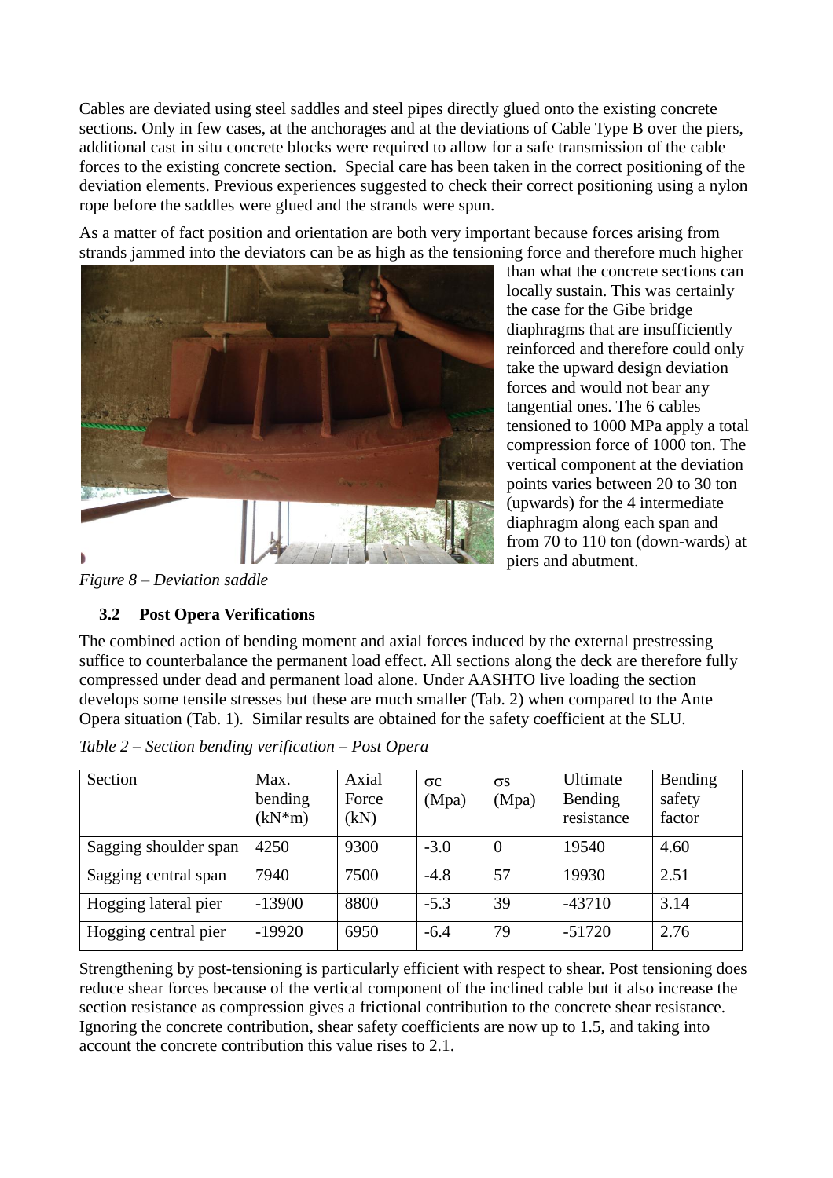Cables are deviated using steel saddles and steel pipes directly glued onto the existing concrete sections. Only in few cases, at the anchorages and at the deviations of Cable Type B over the piers, additional cast in situ concrete blocks were required to allow for a safe transmission of the cable forces to the existing concrete section. Special care has been taken in the correct positioning of the deviation elements. Previous experiences suggested to check their correct positioning using a nylon rope before the saddles were glued and the strands were spun.

As a matter of fact position and orientation are both very important because forces arising from strands jammed into the deviators can be as high as the tensioning force and therefore much higher than what the concrete sections can locally sustain. This was certainly the case for the Gibe bridge diaphragms that are insufficiently reinforced and therefore could only take the upward design deviation forces and would not bear any tangential ones. The 6 cables tensioned to 1000 MPa apply a total compression force of 1000 ton. The vertical component at the deviation points varies between 20 to 30 ton (upwards) for the 4 intermediate diaphragm along each span and from 70 to 110 ton (down-wards) at piers and abutment.

*Figure 8 – Deviation saddle*

### 3.2 Post Opera Verifications

The combined action of bending moment and axial forces induced by the external prestressing suffice to counterbalance the permanent load effect. All sections along the deck are therefore fully compressed under dead and permanent load alone. Under AASHTO live loading the section develops some tensile stresses but these are much smaller (Tab. 2) when compared to the Ante Opera situation (Tab. 1). Similar results are obtained for the safety coefficient at the SLU.

*Table 2 – Section bending verification – Post Opera*

| Section | Max. bending (kN*m) | Axial Force (kN) | σc (Mpa) | σs (Mpa) | Ultimate Bending resistance | Bending safety factor |
|---|---|---|---|---|---|---|
| Sagging shoulder span | 4250 | 9300 | -3.0 | 0 | 19540 | 4.60 |
| Sagging central span | 7940 | 7500 | -4.8 | 57 | 19930 | 2.51 |
| Hogging lateral pier | -13900 | 8800 | -5.3 | 39 | -43710 | 3.14 |
| Hogging central pier | -19920 | 6950 | -6.4 | 79 | -51720 | 2.76 |

Strengthening by post-tensioning is particularly efficient with respect to shear. Post tensioning does reduce shear forces because of the vertical component of the inclined cable but it also increase the section resistance as compression gives a frictional contribution to the concrete shear resistance. Ignoring the concrete contribution, shear safety coefficients are now up to 1.5, and taking into account the concrete contribution this value rises to 2.1.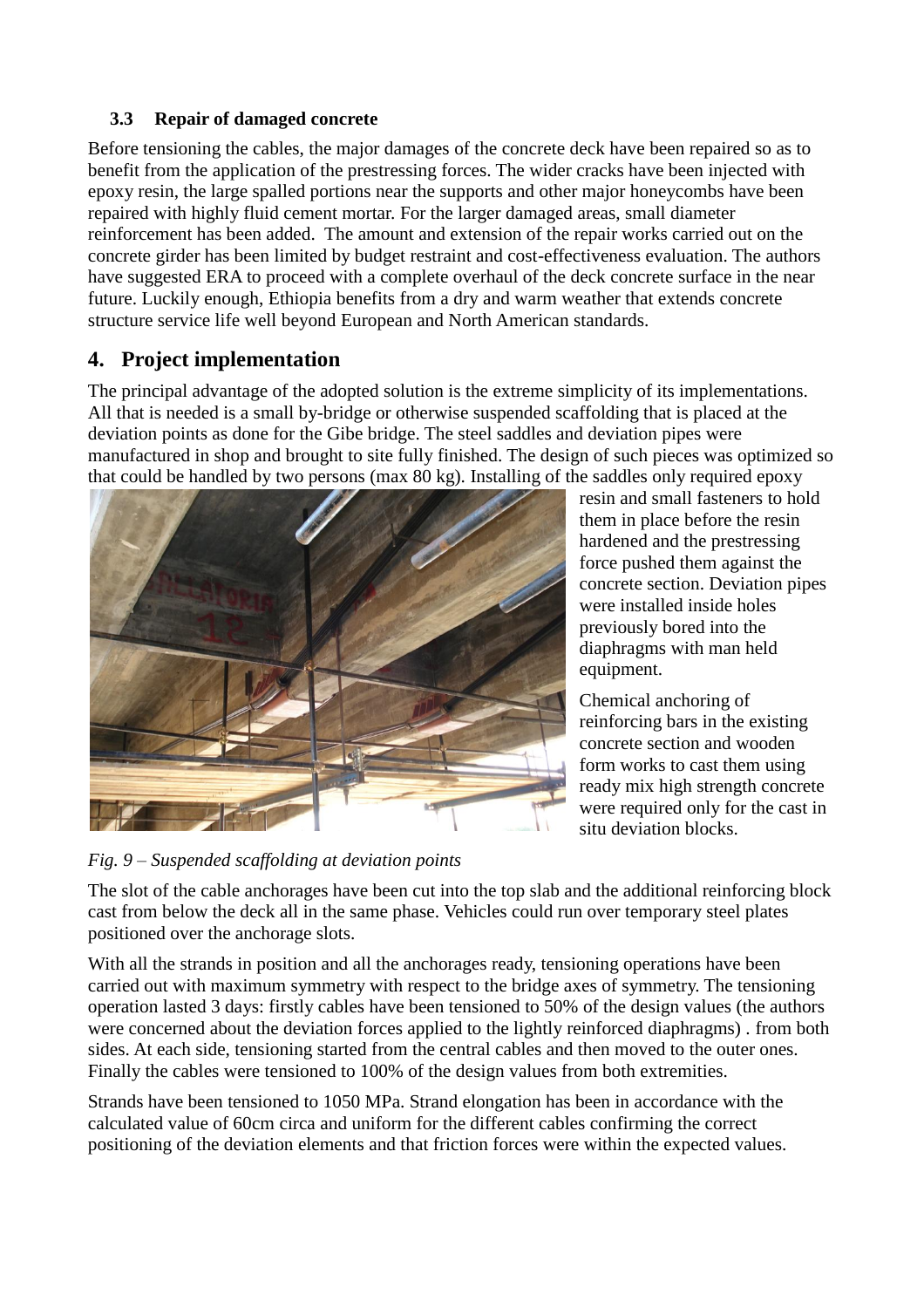### 3.3 Repair of damaged concrete

Before tensioning the cables, the major damages of the concrete deck have been repaired so as to benefit from the application of the prestressing forces. The wider cracks have been injected with epoxy resin, the large spalled portions near the supports and other major honeycombs have been repaired with highly fluid cement mortar. For the larger damaged areas, small diameter reinforcement has been added. The amount and extension of the repair works carried out on the concrete girder has been limited by budget restraint and cost-effectiveness evaluation. The authors have suggested ERA to proceed with a complete overhaul of the deck concrete surface in the near future. Luckily enough, Ethiopia benefits from a dry and warm weather that extends concrete structure service life well beyond European and North American standards.

## 4. Project implementation

The principal advantage of the adopted solution is the extreme simplicity of its implementations. All that is needed is a small by-bridge or otherwise suspended scaffolding that is placed at the deviation points as done for the Gibe bridge. The steel saddles and deviation pipes were manufactured in shop and brought to site fully finished. The design of such pieces was optimized so that could be handled by two persons (max 80 kg). Installing of the saddles only required epoxy resin and small fasteners to hold them in place before the resin hardened and the prestressing force pushed them against the concrete section. Deviation pipes were installed inside holes previously bored into the diaphragms with man held equipment.

Chemical anchoring of reinforcing bars in the existing concrete section and wooden form works to cast them using ready mix high strength concrete were required only for the cast in situ deviation blocks.

*Fig. 9 – Suspended scaffolding at deviation points*

The slot of the cable anchorages have been cut into the top slab and the additional reinforcing block cast from below the deck all in the same phase. Vehicles could run over temporary steel plates positioned over the anchorage slots.

With all the strands in position and all the anchorages ready, tensioning operations have been carried out with maximum symmetry with respect to the bridge axes of symmetry. The tensioning operation lasted 3 days: firstly cables have been tensioned to 50% of the design values (the authors were concerned about the deviation forces applied to the lightly reinforced diaphragms) . from both sides. At each side, tensioning started from the central cables and then moved to the outer ones. Finally the cables were tensioned to 100% of the design values from both extremities.

Strands have been tensioned to 1050 MPa. Strand elongation has been in accordance with the calculated value of 60cm circa and uniform for the different cables confirming the correct positioning of the deviation elements and that friction forces were within the expected values.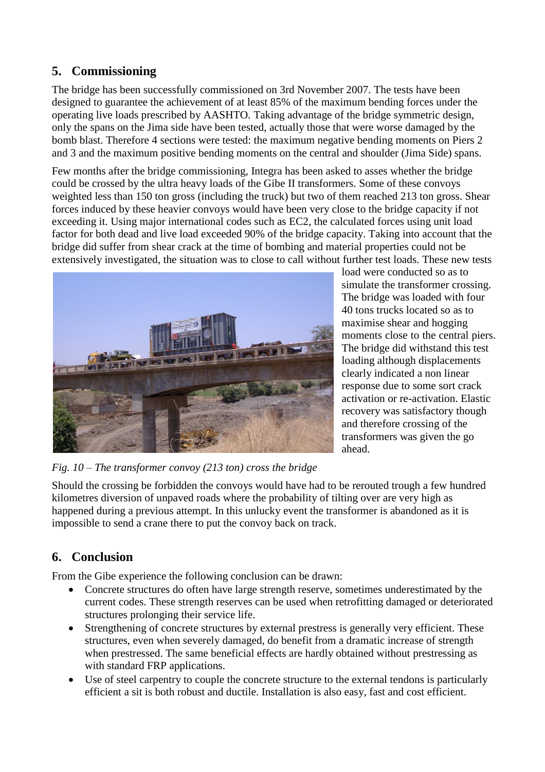## 5. Commissioning

The bridge has been successfully commissioned on 3rd November 2007. The tests have been designed to guarantee the achievement of at least 85% of the maximum bending forces under the operating live loads prescribed by AASHTO. Taking advantage of the bridge symmetric design, only the spans on the Jima side have been tested, actually those that were worse damaged by the bomb blast. Therefore 4 sections were tested: the maximum negative bending moments on Piers 2 and 3 and the maximum positive bending moments on the central and shoulder (Jima Side) spans.

Few months after the bridge commissioning, Integra has been asked to asses whether the bridge could be crossed by the ultra heavy loads of the Gibe II transformers. Some of these convoys weighted less than 150 ton gross (including the truck) but two of them reached 213 ton gross. Shear forces induced by these heavier convoys would have been very close to the bridge capacity if not exceeding it. Using major international codes such as EC2, the calculated forces using unit load factor for both dead and live load exceeded 90% of the bridge capacity. Taking into account that the bridge did suffer from shear crack at the time of bombing and material properties could not be extensively investigated, the situation was to close to call without further test loads. These new tests load were conducted so as to simulate the transformer crossing. The bridge was loaded with four 40 tons trucks located so as to maximise shear and hogging moments close to the central piers. The bridge did withstand this test loading although displacements clearly indicated a non linear response due to some sort crack activation or re-activation. Elastic recovery was satisfactory though and therefore crossing of the transformers was given the go ahead.

*Fig. 10 – The transformer convoy (213 ton) cross the bridge*

Should the crossing be forbidden the convoys would have had to be rerouted trough a few hundred kilometres diversion of unpaved roads where the probability of tilting over are very high as happened during a previous attempt. In this unlucky event the transformer is abandoned as it is impossible to send a crane there to put the convoy back on track.

## 6. Conclusion

From the Gibe experience the following conclusion can be drawn:

- Concrete structures do often have large strength reserve, sometimes underestimated by the current codes. These strength reserves can be used when retrofitting damaged or deteriorated structures prolonging their service life.
- Strengthening of concrete structures by external prestress is generally very efficient. These structures, even when severely damaged, do benefit from a dramatic increase of strength when prestressed. The same beneficial effects are hardly obtained without prestressing as with standard FRP applications.
- Use of steel carpentry to couple the concrete structure to the external tendons is particularly efficient a sit is both robust and ductile. Installation is also easy, fast and cost efficient.